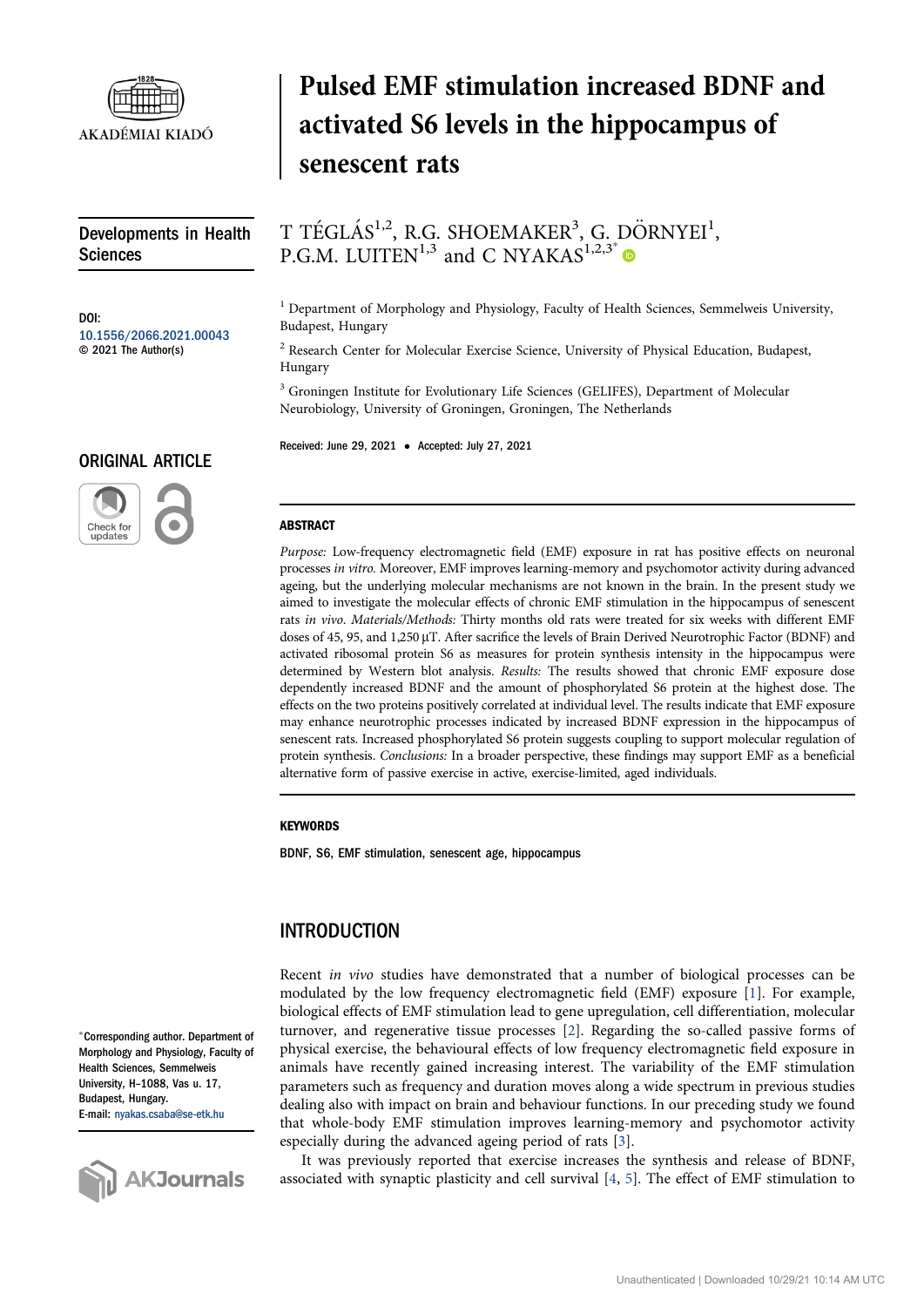# Pulsed EMF stimulation increased BDNF and activated S6 levels in the hippocampus of senescent rats

Developments in Health Sciences

DOI: 10.1556/2066.2021.00043
© 2021 The Author(s)

ORIGINAL ARTICLE

T TÉGLÁS[1,2], R.G. SHOEMAKER[3], G. DÖRNYEI[1], P.G.M. LUITEN[1,3] and C NYAKAS[1,2,3]*

[1] Department of Morphology and Physiology, Faculty of Health Sciences, Semmelweis University, Budapest, Hungary

[2] Research Center for Molecular Exercise Science, University of Physical Education, Budapest, Hungary

[3] Groningen Institute for Evolutionary Life Sciences (GELIFES), Department of Molecular Neurobiology, University of Groningen, Groningen, The Netherlands

Received: June 29, 2021 • Accepted: July 27, 2021

## ABSTRACT

*Purpose:* Low-frequency electromagnetic field (EMF) exposure in rat has positive effects on neuronal processes *in vitro*. Moreover, EMF improves learning-memory and psychomotor activity during advanced ageing, but the underlying molecular mechanisms are not known in the brain. In the present study we aimed to investigate the molecular effects of chronic EMF stimulation in the hippocampus of senescent rats *in vivo*. *Materials/Methods:* Thirty months old rats were treated for six weeks with different EMF doses of 45, 95, and 1,250 μT. After sacrifice the levels of Brain Derived Neurotrophic Factor (BDNF) and activated ribosomal protein S6 as measures for protein synthesis intensity in the hippocampus were determined by Western blot analysis. *Results:* The results showed that chronic EMF exposure dose dependently increased BDNF and the amount of phosphorylated S6 protein at the highest dose. The effects on the two proteins positively correlated at individual level. The results indicate that EMF exposure may enhance neurotrophic processes indicated by increased BDNF expression in the hippocampus of senescent rats. Increased phosphorylated S6 protein suggests coupling to support molecular regulation of protein synthesis. *Conclusions:* In a broader perspective, these findings may support EMF as a beneficial alternative form of passive exercise in active, exercise-limited, aged individuals.

### KEYWORDS

BDNF, S6, EMF stimulation, senescent age, hippocampus

## INTRODUCTION

Recent *in vivo* studies have demonstrated that a number of biological processes can be modulated by the low frequency electromagnetic field (EMF) exposure [1]. For example, biological effects of EMF stimulation lead to gene upregulation, cell differentiation, molecular turnover, and regenerative tissue processes [2]. Regarding the so-called passive forms of physical exercise, the behavioural effects of low frequency electromagnetic field exposure in animals have recently gained increasing interest. The variability of the EMF stimulation parameters such as frequency and duration moves along a wide spectrum in previous studies dealing also with impact on brain and behaviour functions. In our preceding study we found that whole-body EMF stimulation improves learning-memory and psychomotor activity especially during the advanced ageing period of rats [3].

It was previously reported that exercise increases the synthesis and release of BDNF, associated with synaptic plasticity and cell survival [4, 5]. The effect of EMF stimulation to

*Corresponding author. Department of Morphology and Physiology, Faculty of Health Sciences, Semmelweis University, H–1088, Vas u. 17, Budapest, Hungary. E-mail: nyakas.csaba@se-etk.hu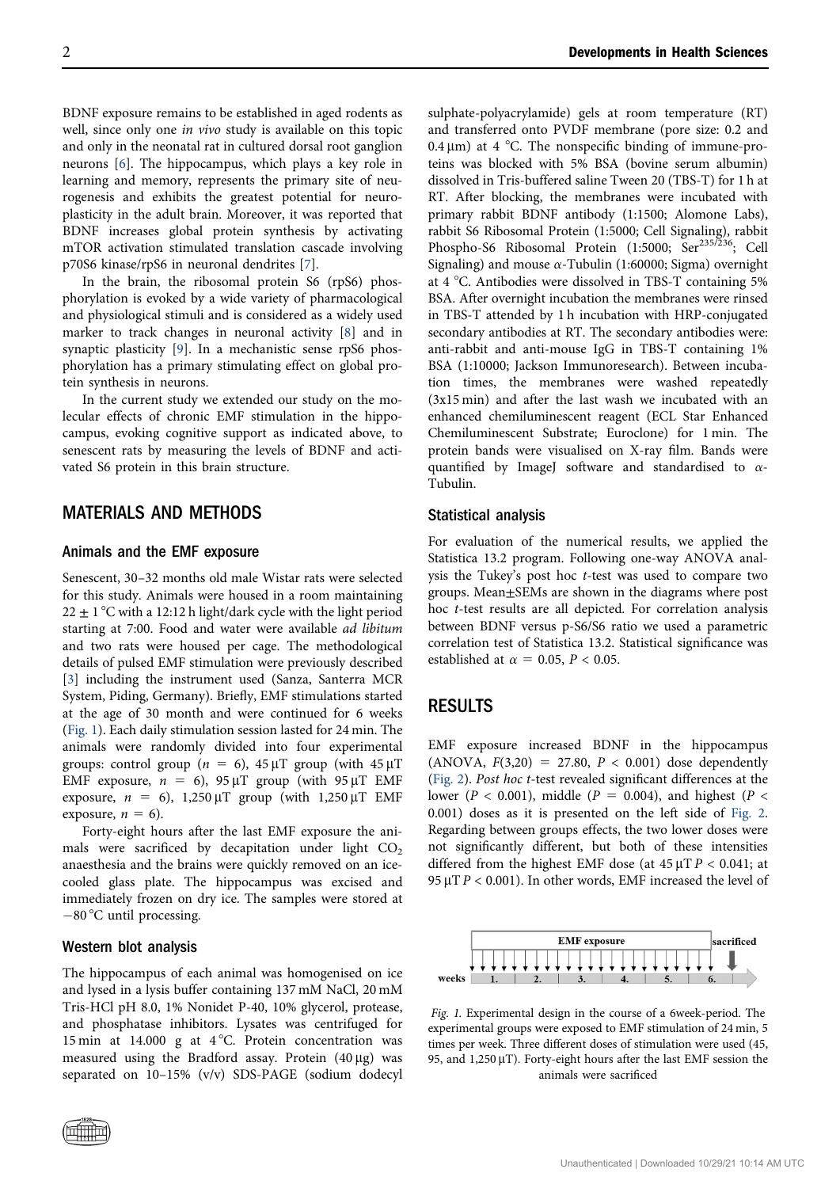BDNF exposure remains to be established in aged rodents as well, since only one *in vivo* study is available on this topic and only in the neonatal rat in cultured dorsal root ganglion neurons [6]. The hippocampus, which plays a key role in learning and memory, represents the primary site of neurogenesis and exhibits the greatest potential for neuroplasticity in the adult brain. Moreover, it was reported that BDNF increases global protein synthesis by activating mTOR activation stimulated translation cascade involving p70S6 kinase/rpS6 in neuronal dendrites [7].

In the brain, the ribosomal protein S6 (rpS6) phosphorylation is evoked by a wide variety of pharmacological and physiological stimuli and is considered as a widely used marker to track changes in neuronal activity [8] and in synaptic plasticity [9]. In a mechanistic sense rpS6 phosphorylation has a primary stimulating effect on global protein synthesis in neurons.

In the current study we extended our study on the molecular effects of chronic EMF stimulation in the hippocampus, evoking cognitive support as indicated above, to senescent rats by measuring the levels of BDNF and activated S6 protein in this brain structure.

## MATERIALS AND METHODS

### Animals and the EMF exposure

Senescent, 30–32 months old male Wistar rats were selected for this study. Animals were housed in a room maintaining $22 \pm 1$ °C with a 12:12 h light/dark cycle with the light period starting at 7:00. Food and water were available *ad libitum* and two rats were housed per cage. The methodological details of pulsed EMF stimulation were previously described [3] including the instrument used (Sanza, Santerra MCR System, Piding, Germany). Briefly, EMF stimulations started at the age of 30 month and were continued for 6 weeks (Fig. 1). Each daily stimulation session lasted for 24 min. The animals were randomly divided into four experimental groups: control group ($n = 6$), 45 μT group (with 45 μT EMF exposure, $n = 6$), 95 μT group (with 95 μT EMF exposure, $n = 6$), 1,250 μT group (with 1,250 μT EMF exposure, $n = 6$).

Forty-eight hours after the last EMF exposure the animals were sacrificed by decapitation under light $CO_2$ anaesthesia and the brains were quickly removed on an ice-cooled glass plate. The hippocampus was excised and immediately frozen on dry ice. The samples were stored at −80 °C until processing.

### Western blot analysis

The hippocampus of each animal was homogenised on ice and lysed in a lysis buffer containing 137 mM NaCl, 20 mM Tris-HCl pH 8.0, 1% Nonidet P-40, 10% glycerol, protease, and phosphatase inhibitors. Lysates was centrifuged for 15 min at 14.000 g at 4 °C. Protein concentration was measured using the Bradford assay. Protein (40 μg) was separated on 10–15% (v/v) SDS-PAGE (sodium dodecyl sulphate-polyacrylamide) gels at room temperature (RT) and transferred onto PVDF membrane (pore size: 0.2 and 0.4 μm) at 4 °C. The nonspecific binding of immune-proteins was blocked with 5% BSA (bovine serum albumin) dissolved in Tris-buffered saline Tween 20 (TBS-T) for 1 h at RT. After blocking, the membranes were incubated with primary rabbit BDNF antibody (1:1500; Alomone Labs), rabbit S6 Ribosomal Protein (1:5000; Cell Signaling), rabbit Phospho-S6 Ribosomal Protein (1:5000; $Ser^{235/236}$; Cell Signaling) and mouse α-Tubulin (1:60000; Sigma) overnight at 4 °C. Antibodies were dissolved in TBS-T containing 5% BSA. After overnight incubation the membranes were rinsed in TBS-T attended by 1 h incubation with HRP-conjugated secondary antibodies at RT. The secondary antibodies were: anti-rabbit and anti-mouse IgG in TBS-T containing 1% BSA (1:10000; Jackson Immunoresearch). Between incubation times, the membranes were washed repeatedly (3x15 min) and after the last wash we incubated with an enhanced chemiluminescent reagent (ECL Star Enhanced Chemiluminescent Substrate; Euroclone) for 1 min. The protein bands were visualised on X-ray film. Bands were quantified by ImageJ software and standardised to α-Tubulin.

### Statistical analysis

For evaluation of the numerical results, we applied the Statistica 13.2 program. Following one-way ANOVA analysis the Tukey's post hoc *t*-test was used to compare two groups. Mean±SEMs are shown in the diagrams where post hoc *t*-test results are all depicted. For correlation analysis between BDNF versus p-S6/S6 ratio we used a parametric correlation test of Statistica 13.2. Statistical significance was established at $\alpha = 0.05$, $P < 0.05$.

## RESULTS

EMF exposure increased BDNF in the hippocampus (ANOVA, $F(3,20) = 27.80$, $P < 0.001$) dose dependently (Fig. 2). *Post hoc t*-test revealed significant differences at the lower ($P < 0.001$), middle ($P = 0.004$), and highest ($P < 0.001$) doses as it is presented on the left side of Fig. 2. Regarding between groups effects, the two lower doses were not significantly different, but both of these intensities differed from the highest EMF dose (at 45 μT $P < 0.041$; at 95 μT $P < 0.001$). In other words, EMF increased the level of

*Fig. 1.* Experimental design in the course of a 6week-period. The experimental groups were exposed to EMF stimulation of 24 min, 5 times per week. Three different doses of stimulation were used (45, 95, and 1,250 μT). Forty-eight hours after the last EMF session the animals were sacrificed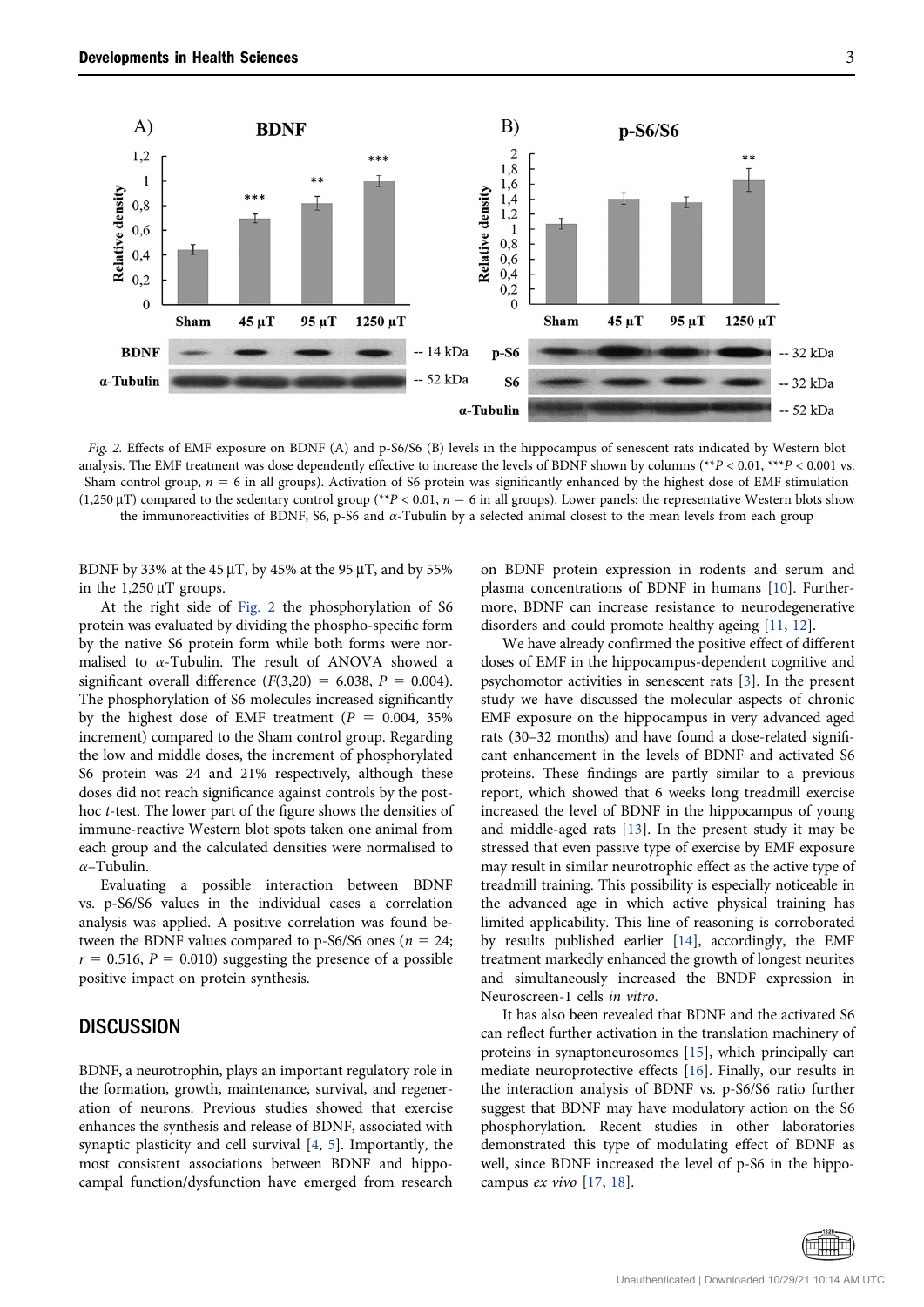Fig. 2. Effects of EMF exposure on BDNF (A) and p-S6/S6 (B) levels in the hippocampus of senescent rats indicated by Western blot analysis. The EMF treatment was dose dependently effective to increase the levels of BDNF shown by columns (**$P < 0.01$, ***$P < 0.001$ vs. Sham control group, $n = 6$ in all groups). Activation of S6 protein was significantly enhanced by the highest dose of EMF stimulation (1,250 µT) compared to the sedentary control group (**$P < 0.01$, $n = 6$ in all groups). Lower panels: the representative Western blots show the immunoreactivities of BDNF, S6, p-S6 and $\alpha$-Tubulin by a selected animal closest to the mean levels from each group

BDNF by 33% at the 45 µT, by 45% at the 95 µT, and by 55% in the 1,250 µT groups.

At the right side of Fig. 2 the phosphorylation of S6 protein was evaluated by dividing the phospho-specific form by the native S6 protein form while both forms were normalised to $\alpha$-Tubulin. The result of ANOVA showed a significant overall difference ($F(3,20) = 6.038$, $P = 0.004$). The phosphorylation of S6 molecules increased significantly by the highest dose of EMF treatment ($P = 0.004$, 35% increment) compared to the Sham control group. Regarding the low and middle doses, the increment of phosphorylated S6 protein was 24 and 21% respectively, although these doses did not reach significance against controls by the post-hoc *t*-test. The lower part of the figure shows the densities of immune-reactive Western blot spots taken one animal from each group and the calculated densities were normalised to $\alpha$–Tubulin.

Evaluating a possible interaction between BDNF vs. p-S6/S6 values in the individual cases a correlation analysis was applied. A positive correlation was found between the BDNF values compared to p-S6/S6 ones ($n = 24$; $r = 0.516$, $P = 0.010$) suggesting the presence of a possible positive impact on protein synthesis.

## DISCUSSION

BDNF, a neurotrophin, plays an important regulatory role in the formation, growth, maintenance, survival, and regeneration of neurons. Previous studies showed that exercise enhances the synthesis and release of BDNF, associated with synaptic plasticity and cell survival [4, 5]. Importantly, the most consistent associations between BDNF and hippocampal function/dysfunction have emerged from research on BDNF protein expression in rodents and serum and plasma concentrations of BDNF in humans [10]. Furthermore, BDNF can increase resistance to neurodegenerative disorders and could promote healthy ageing [11, 12].

We have already confirmed the positive effect of different doses of EMF in the hippocampus-dependent cognitive and psychomotor activities in senescent rats [3]. In the present study we have discussed the molecular aspects of chronic EMF exposure on the hippocampus in very advanced aged rats (30–32 months) and have found a dose-related significant enhancement in the levels of BDNF and activated S6 proteins. These findings are partly similar to a previous report, which showed that 6 weeks long treadmill exercise increased the level of BDNF in the hippocampus of young and middle-aged rats [13]. In the present study it may be stressed that even passive type of exercise by EMF exposure may result in similar neurotrophic effect as the active type of treadmill training. This possibility is especially noticeable in the advanced age in which active physical training has limited applicability. This line of reasoning is corroborated by results published earlier [14], accordingly, the EMF treatment markedly enhanced the growth of longest neurites and simultaneously increased the BNDF expression in Neuroscreen-1 cells *in vitro*.

It has also been revealed that BDNF and the activated S6 can reflect further activation in the translation machinery of proteins in synaptoneurosomes [15], which principally can mediate neuroprotective effects [16]. Finally, our results in the interaction analysis of BDNF vs. p-S6/S6 ratio further suggest that BDNF may have modulatory action on the S6 phosphorylation. Recent studies in other laboratories demonstrated this type of modulating effect of BDNF as well, since BDNF increased the level of p-S6 in the hippocampus *ex vivo* [17, 18].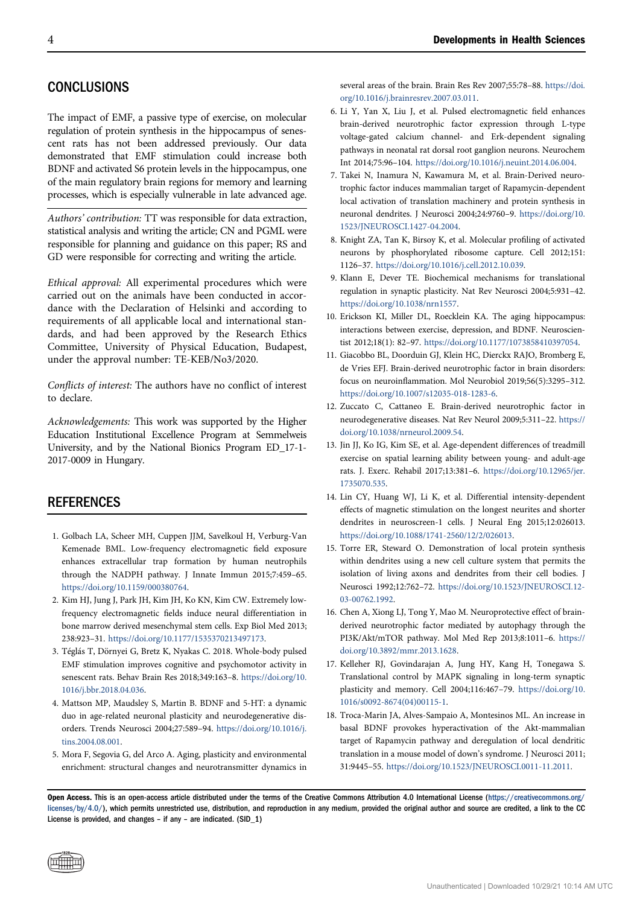## CONCLUSIONS

The impact of EMF, a passive type of exercise, on molecular regulation of protein synthesis in the hippocampus of senescent rats has not been addressed previously. Our data demonstrated that EMF stimulation could increase both BDNF and activated S6 protein levels in the hippocampus, one of the main regulatory brain regions for memory and learning processes, which is especially vulnerable in late advanced age.

*Authors' contribution:* TT was responsible for data extraction, statistical analysis and writing the article; CN and PGML were responsible for planning and guidance on this paper; RS and GD were responsible for correcting and writing the article.

*Ethical approval:* All experimental procedures which were carried out on the animals have been conducted in accordance with the Declaration of Helsinki and according to requirements of all applicable local and international standards, and had been approved by the Research Ethics Committee, University of Physical Education, Budapest, under the approval number: TE-KEB/No3/2020.

*Conflicts of interest:* The authors have no conflict of interest to declare.

*Acknowledgements:* This work was supported by the Higher Education Institutional Excellence Program at Semmelweis University, and by the National Bionics Program ED_17-1-2017-0009 in Hungary.

## REFERENCES

1. Golbach LA, Scheer MH, Cuppen JJM, Savelkoul H, Verburg-Van Kemenade BML. Low-frequency electromagnetic field exposure enhances extracellular trap formation by human neutrophils through the NADPH pathway. J Innate Immun 2015;7:459–65. https://doi.org/10.1159/000380764.
2. Kim HJ, Jung J, Park JH, Kim JH, Ko KN, Kim CW. Extremely low-frequency electromagnetic fields induce neural differentiation in bone marrow derived mesenchymal stem cells. Exp Biol Med 2013; 238:923–31. https://doi.org/10.1177/1535370213497173.
3. Téglás T, Dörnyei G, Bretz K, Nyakas C. 2018. Whole-body pulsed EMF stimulation improves cognitive and psychomotor activity in senescent rats. Behav Brain Res 2018;349:163–8. https://doi.org/10.1016/j.bbr.2018.04.036.
4. Mattson MP, Maudsley S, Martin B. BDNF and 5-HT: a dynamic duo in age-related neuronal plasticity and neurodegenerative disorders. Trends Neurosci 2004;27:589–94. https://doi.org/10.1016/j.tins.2004.08.001.
5. Mora F, Segovia G, del Arco A. Aging, plasticity and environmental enrichment: structural changes and neurotransmitter dynamics in several areas of the brain. Brain Res Rev 2007;55:78–88. https://doi.org/10.1016/j.brainresrev.2007.03.011.
6. Li Y, Yan X, Liu J, et al. Pulsed electromagnetic field enhances brain-derived neurotrophic factor expression through L-type voltage-gated calcium channel- and Erk-dependent signaling pathways in neonatal rat dorsal root ganglion neurons. Neurochem Int 2014;75:96–104. https://doi.org/10.1016/j.neuint.2014.06.004.
7. Takei N, Inamura N, Kawamura M, et al. Brain-Derived neurotrophic factor induces mammalian target of Rapamycin-dependent local activation of translation machinery and protein synthesis in neuronal dendrites. J Neurosci 2004;24:9760–9. https://doi.org/10.1523/JNEUROSCI.1427-04.2004.
8. Knight ZA, Tan K, Birsoy K, et al. Molecular profiling of activated neurons by phosphorylated ribosome capture. Cell 2012;151: 1126–37. https://doi.org/10.1016/j.cell.2012.10.039.
9. Klann E, Dever TE. Biochemical mechanisms for translational regulation in synaptic plasticity. Nat Rev Neurosci 2004;5:931–42. https://doi.org/10.1038/nrn1557.
10. Erickson KI, Miller DL, Roecklein KA. The aging hippocampus: interactions between exercise, depression, and BDNF. Neuroscientist 2012;18(1): 82–97. https://doi.org/10.1177/1073858410397054.
11. Giacobbo BL, Doorduin GJ, Klein HC, Dierckx RAJO, Bromberg E, de Vries EFJ. Brain-derived neurotrophic factor in brain disorders: focus on neuroinflammation. Mol Neurobiol 2019;56(5):3295–312. https://doi.org/10.1007/s12035-018-1283-6.
12. Zuccato C, Cattaneo E. Brain-derived neurotrophic factor in neurodegenerative diseases. Nat Rev Neurol 2009;5:311–22. https://doi.org/10.1038/nrneurol.2009.54.
13. Jin JJ, Ko IG, Kim SE, et al. Age-dependent differences of treadmill exercise on spatial learning ability between young- and adult-age rats. J. Exerc. Rehabil 2017;13:381–6. https://doi.org/10.12965/jer.1735070.535.
14. Lin CY, Huang WJ, Li K, et al. Differential intensity-dependent effects of magnetic stimulation on the longest neurites and shorter dendrites in neuroscreen-1 cells. J Neural Eng 2015;12:026013. https://doi.org/10.1088/1741-2560/12/2/026013.
15. Torre ER, Steward O. Demonstration of local protein synthesis within dendrites using a new cell culture system that permits the isolation of living axons and dendrites from their cell bodies. J Neurosci 1992;12:762–72. https://doi.org/10.1523/JNEUROSCI.12-03-00762.1992.
16. Chen A, Xiong LJ, Tong Y, Mao M. Neuroprotective effect of brain-derived neurotrophic factor mediated by autophagy through the PI3K/Akt/mTOR pathway. Mol Med Rep 2013;8:1011–6. https://doi.org/10.3892/mmr.2013.1628.
17. Kelleher RJ, Govindarajan A, Jung HY, Kang H, Tonegawa S. Translational control by MAPK signaling in long-term synaptic plasticity and memory. Cell 2004;116:467–79. https://doi.org/10.1016/s0092-8674(04)00115-1.
18. Troca-Marin JA, Alves-Sampaio A, Montesinos ML. An increase in basal BDNF provokes hyperactivation of the Akt-mammalian target of Rapamycin pathway and deregulation of local dendritic translation in a mouse model of down's syndrome. J Neurosci 2011; 31:9445–55. https://doi.org/10.1523/JNEUROSCI.0011-11.2011.

**Open Access.** This is an open-access article distributed under the terms of the Creative Commons Attribution 4.0 International License (https://creativecommons.org/licenses/by/4.0/), which permits unrestricted use, distribution, and reproduction in any medium, provided the original author and source are credited, a link to the CC License is provided, and changes – if any – are indicated. (SID_1)